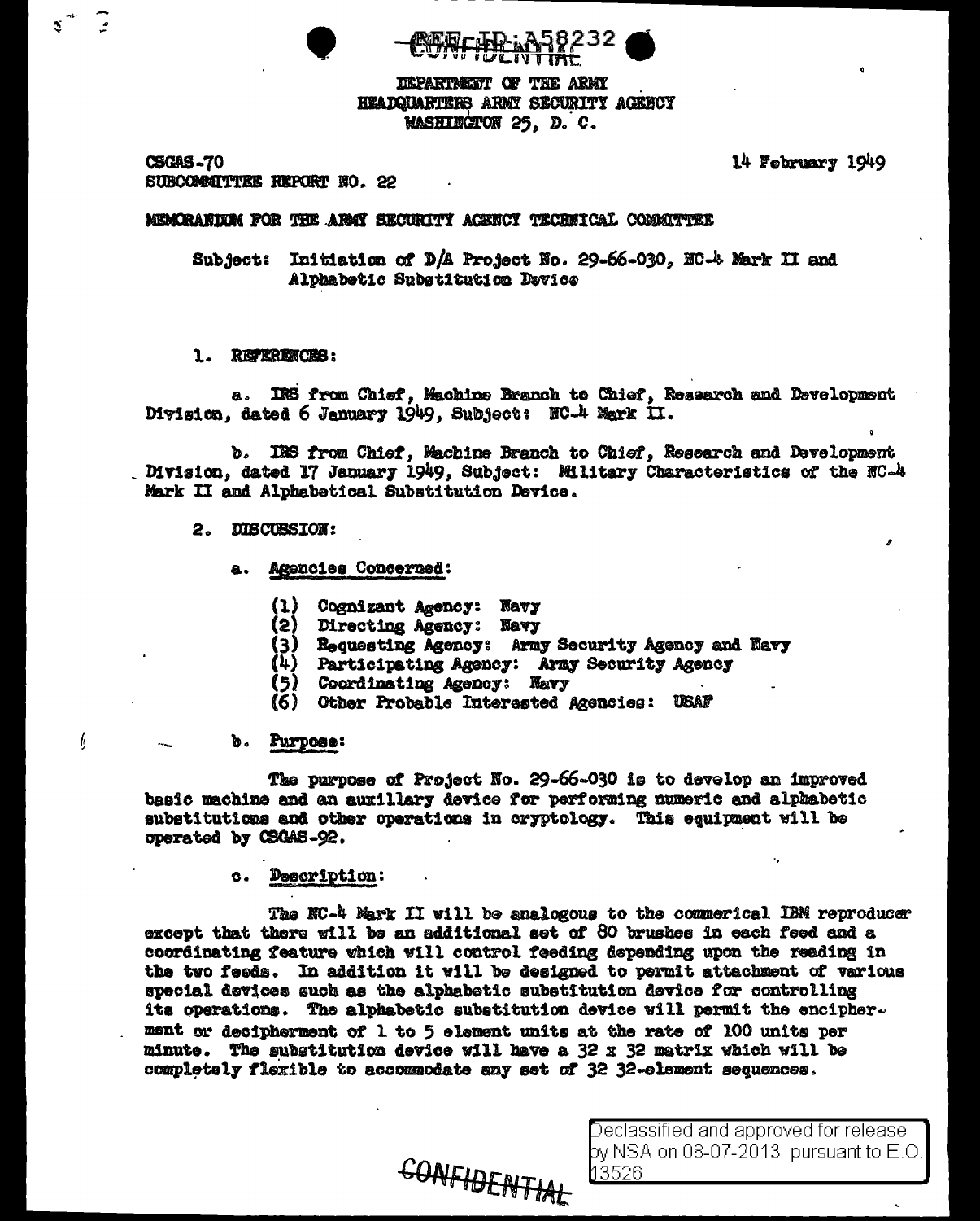REF ID:A58232
CONFIDENTIAL

DEPARTMENT OF THE ARMY
HEADQUARTERS ARMY SECURITY AGENCY
WASHINGTON 25, D. C.

CSGAS-70
SUBCOMMITTEE REPORT NO. 22

14 February 1949

MEMORANDUM FOR THE ARMY SECURITY AGENCY TECHNICAL COMMITTEE

Subject: Initiation of D/A Project No. 29-66-030, NC-4 Mark II and Alphabetic Substitution Device

1. REFERENCES:

a. IRS from Chief, Machine Branch to Chief, Research and Development Division, dated 6 January 1949, Subject: NC-4 Mark II.

b. IRS from Chief, Machine Branch to Chief, Research and Development Division, dated 17 January 1949, Subject: Military Characteristics of the NC-4 Mark II and Alphabetical Substitution Device.

2. DISCUSSION:

a. Agencies Concerned:

(1) Cognizant Agency: Navy
(2) Directing Agency: Navy
(3) Requesting Agency: Army Security Agency and Navy
(4) Participating Agency: Army Security Agency
(5) Coordinating Agency: Navy
(6) Other Probable Interested Agencies: USAF

b. Purpose:

The purpose of Project No. 29-66-030 is to develop an improved basic machine and an auxillary device for performing numeric and alphabetic substitutions and other operations in cryptology. This equipment will be operated by CSGAS-92.

c. Description:

The NC-4 Mark II will be analogous to the commerical IBM reproducer except that there will be an additional set of 80 brushes in each feed and a coordinating feature which will control feeding depending upon the reading in the two feeds. In addition it will be designed to permit attachment of various special devices such as the alphabetic substitution device for controlling its operations. The alphabetic substitution device will permit the encipherment or decipherment of 1 to 5 element units at the rate of 100 units per minute. The substitution device will have a 32 x 32 matrix which will be completely flexible to accommodate any set of 32 32-element sequences.

CONFIDENTIAL

Declassified and approved for release by NSA on 08-07-2013 pursuant to E.O. 13526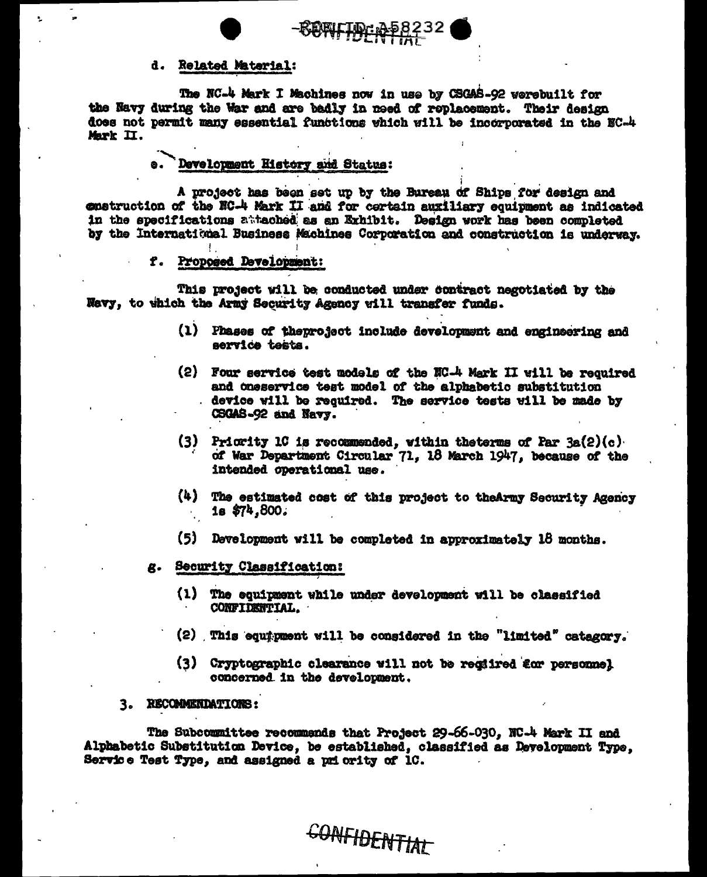d. Related Material:

The NC-4 Mark I Machines now in use by CSGAS-92 werebuilt for the Navy during the War and are badly in need of replacement. Their design does not permit many essential functions which will be incorporated in the NC-4 Mark II.

e. Development History and Status:

A project has been set up by the Bureau of Ships for design and construction of the NC-4 Mark II and for certain auxiliary equipment as indicated in the specifications attached as an Exhibit. Design work has been completed by the International Business Machines Corporation and construction is underway.

f. Proposed Development:

This project will be conducted under contract negotiated by the Navy, to which the Army Security Agency will transfer funds.

(1) Phases of theproject include development and engineering and service tests.

(2) Four service test models of the NC-4 Mark II will be required and oneservice test model of the alphabetic substitution device will be required. The service tests will be made by CSGAS-92 and Navy.

(3) Priority 1C is recommended, within theterms of Par 3a(2)(c) of War Department Circular 71, 18 March 1947, because of the intended operational use.

(4) The estimated cost of this project to theArmy Security Agency is $74,800.

(5) Development will be completed in approximately 18 months.

g. Security Classification:

(1) The equipment while under development will be classified CONFIDENTIAL.

(2) This equipment will be considered in the "limited" catagory.

(3) Cryptographic clearance will not be reqdired for personnel concerned in the development.

3. RECOMMENDATIONS:

The Subcommittee recommends that Project 29-66-030, NC-4 Mark II and Alphabetic Substitution Device, be established, classified as Development Type, Service Test Type, and assigned a priority of 1C.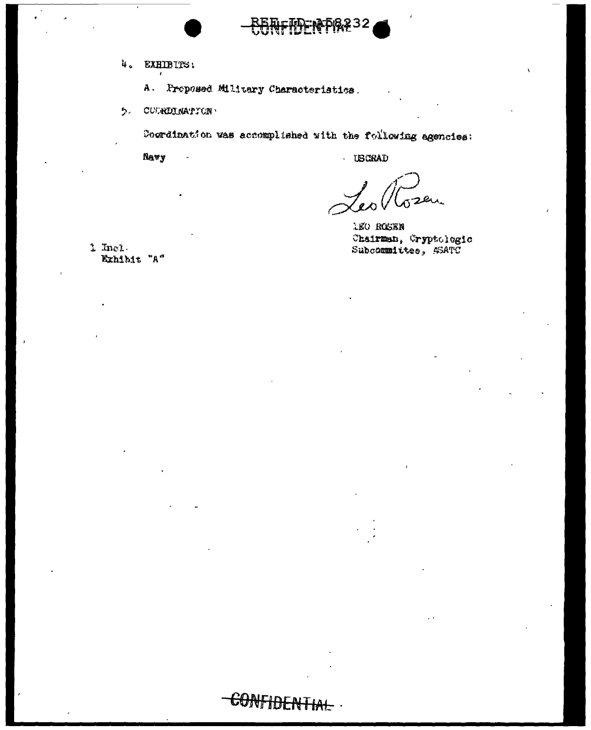4. EXHIBITS:

   A. Proposed Military Characteristics.

5. COORDINATION:

Coordination was accomplished with the following agencies:

Navy USCRAD

Leo Rosen

LEO ROSEN
Chairman, Cryptologic
Subcommittee, ASATC

1 Incl.
Exhibit "A"

CONFIDENTIAL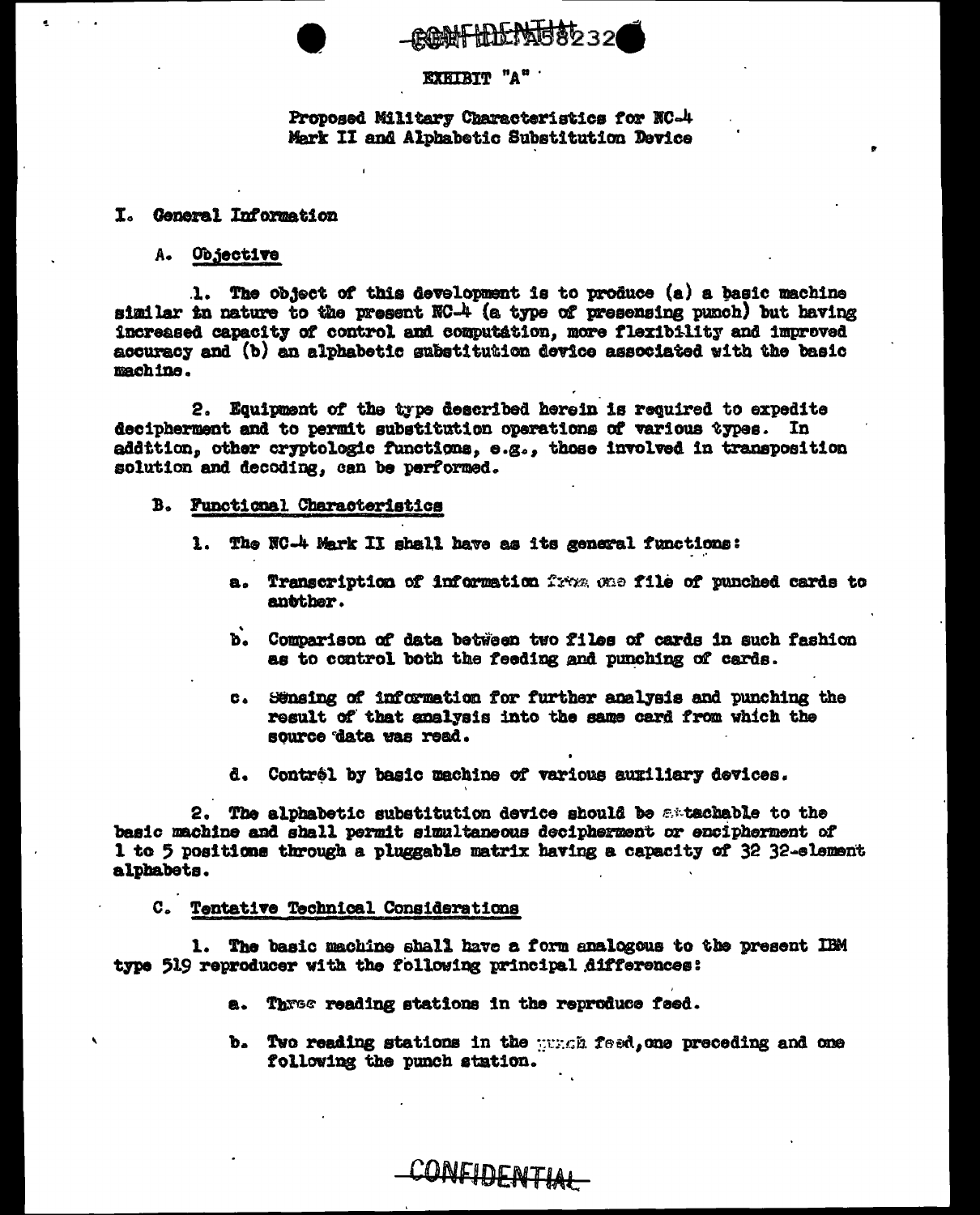EXHIBIT "A"

Proposed Military Characteristics for NC-4 Mark II and Alphabetic Substitution Device

## I. General Information

### A. Objective

1. The object of this development is to produce (a) a basic machine similar in nature to the present NC-4 (a type of presensing punch) but having increased capacity of control and computation, more flexibility and improved accuracy and (b) an alphabetic substitution device associated with the basic machine.

2. Equipment of the type described herein is required to expedite decipherment and to permit substitution operations of various types. In addition, other cryptologic functions, e.g., those involved in transposition solution and decoding, can be performed.

### B. Functional Characteristics

1. The NC-4 Mark II shall have as its general functions:

   a. Transcription of information from one file of punched cards to another.

   b. Comparison of data between two files of cards in such fashion as to control both the feeding and punching of cards.

   c. Sensing of information for further analysis and punching the result of that analysis into the same card from which the source data was read.

   d. Control by basic machine of various auxiliary devices.

2. The alphabetic substitution device should be attachable to the basic machine and shall permit simultaneous decipherment or encipherment of 1 to 5 positions through a pluggable matrix having a capacity of 32 32-element alphabets.

### C. Tentative Technical Considerations

1. The basic machine shall have a form analogous to the present IBM type 519 reproducer with the following principal differences:

   a. Three reading stations in the reproduce feed.

   b. Two reading stations in the punch feed, one preceding and one following the punch station.

CONFIDENTIAL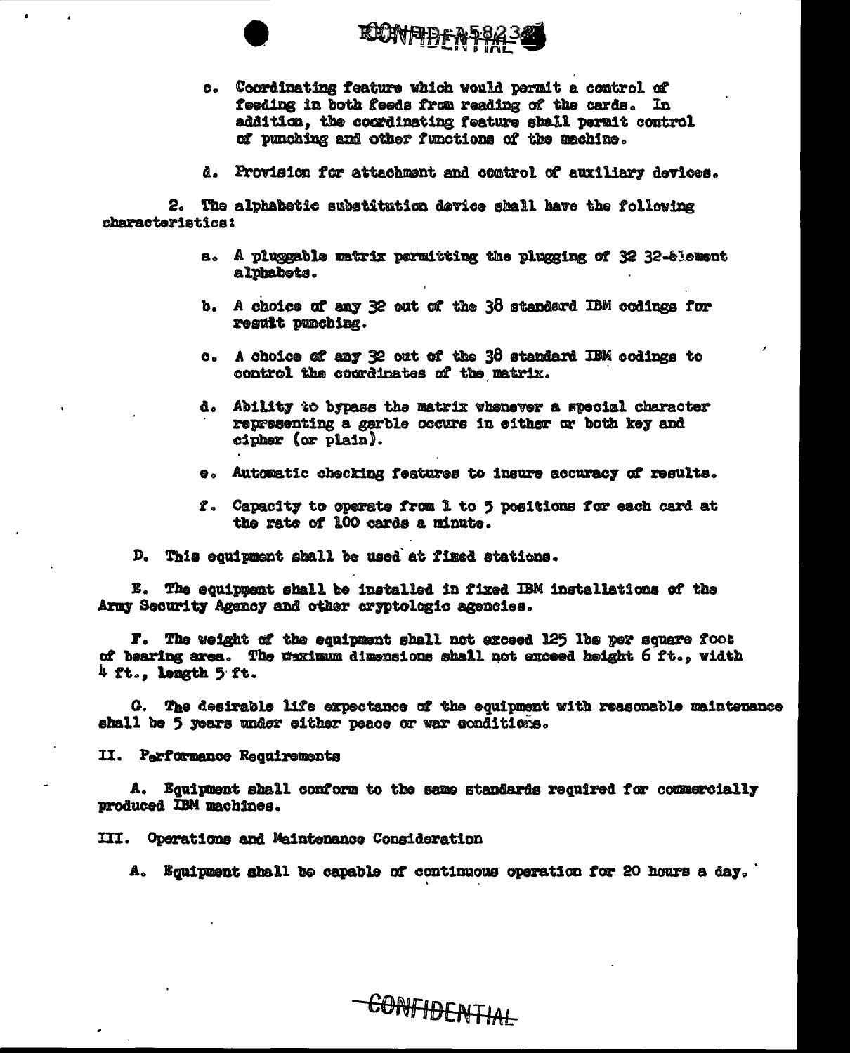c. Coordinating feature which would permit a control of feeding in both feeds from reading of the cards. In addition, the coordinating feature shall permit control of punching and other functions of the machine.

d. Provision for attachment and control of auxiliary devices.

2. The alphabetic substitution device shall have the following characteristics:

a. A pluggable matrix permitting the plugging of 32 32-element alphabets.

b. A choice of any 32 out of the 38 standard IBM codings for result punching.

c. A choice of any 32 out of the 38 standard IBM codings to control the coordinates of the matrix.

d. Ability to bypass the matrix whenever a special character representing a garble occurs in either or both key and cipher (or plain).

e. Automatic checking features to insure accuracy of results.

f. Capacity to operate from 1 to 5 positions for each card at the rate of 100 cards a minute.

D. This equipment shall be used at fixed stations.

E. The equipment shall be installed in fixed IBM installations of the Army Security Agency and other cryptologic agencies.

F. The weight of the equipment shall not exceed 125 lbs per square foot of bearing area. The maximum dimensions shall not exceed height 6 ft., width 4 ft., length 5 ft.

G. The desirable life expectance of the equipment with reasonable maintenance shall be 5 years under either peace or war conditions.

II. Performance Requirements

A. Equipment shall conform to the same standards required for commercially produced IBM machines.

III. Operations and Maintenance Consideration

A. Equipment shall be capable of continuous operation for 20 hours a day.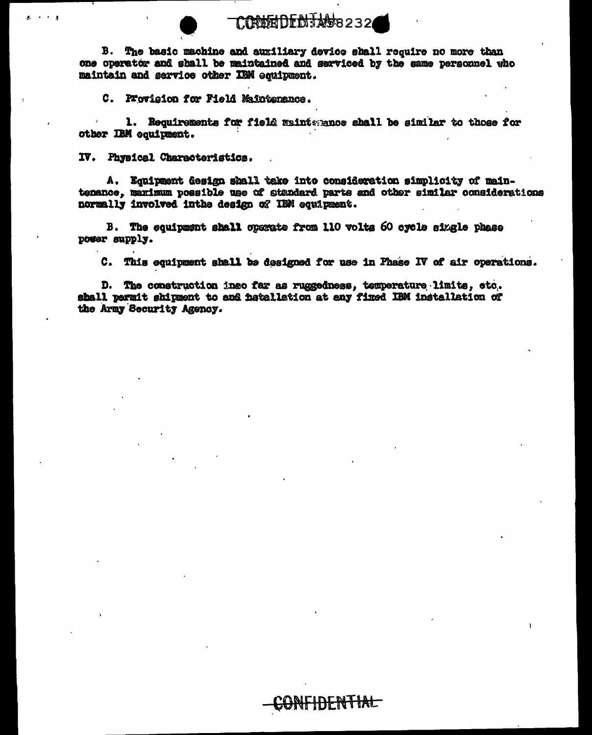B. The basic machine and auxiliary device shall require no more than one operator and shall be maintained and serviced by the same personnel who maintain and service other IBM equipment.

C. Provision for Field Maintenance.

1. Requirements for field maintenance shall be similar to those for other IBM equipment.

IV. Physical Characteristics.

A. Equipment design shall take into consideration simplicity of maintenance, maximum possible use of standard parts and other similar considerations normally involved inthe design of IBM equipment.

B. The equipment shall operate from 110 volts 60 cycle single phase power supply.

C. This equipment shall be designed for use in Phase IV of air operations.

D. The construction inso far as ruggedness, temperature limits, etc. shall permit shipment to and installation at any fixed IBM installation of the Army Security Agency.

CONFIDENTIAL